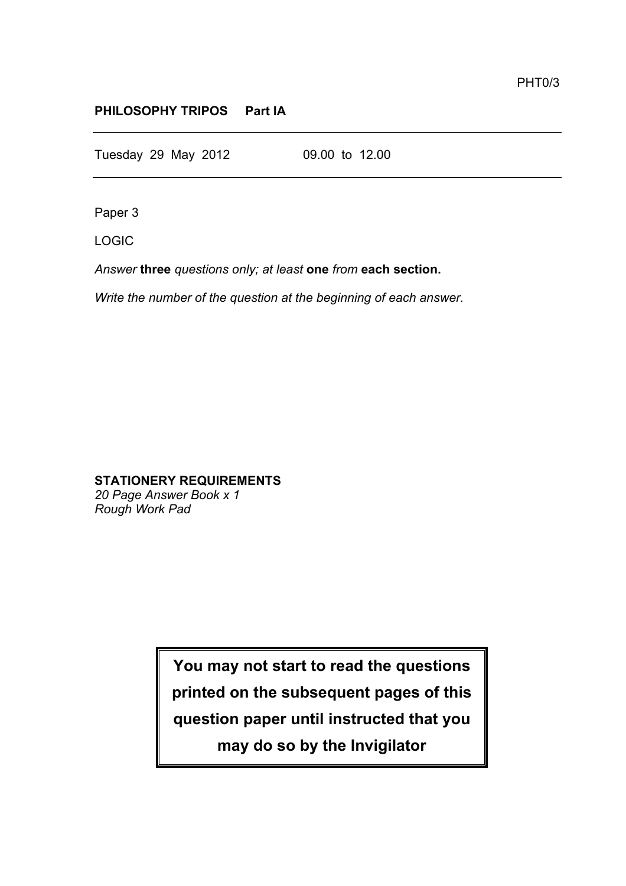PHT0/3

**PHILOSOPHY TRIPOS Part IA**

---

Tuesday 29 May 2012 09.00 to 12.00

---

Paper 3

LOGIC

*Answer* **three** *questions only; at least* **one** *from* **each section.**

*Write the number of the question at the beginning of each answer.*

**STATIONERY REQUIREMENTS**
*20 Page Answer Book x 1*
*Rough Work Pad*

**You may not start to read the questions printed on the subsequent pages of this question paper until instructed that you may do so by the Invigilator**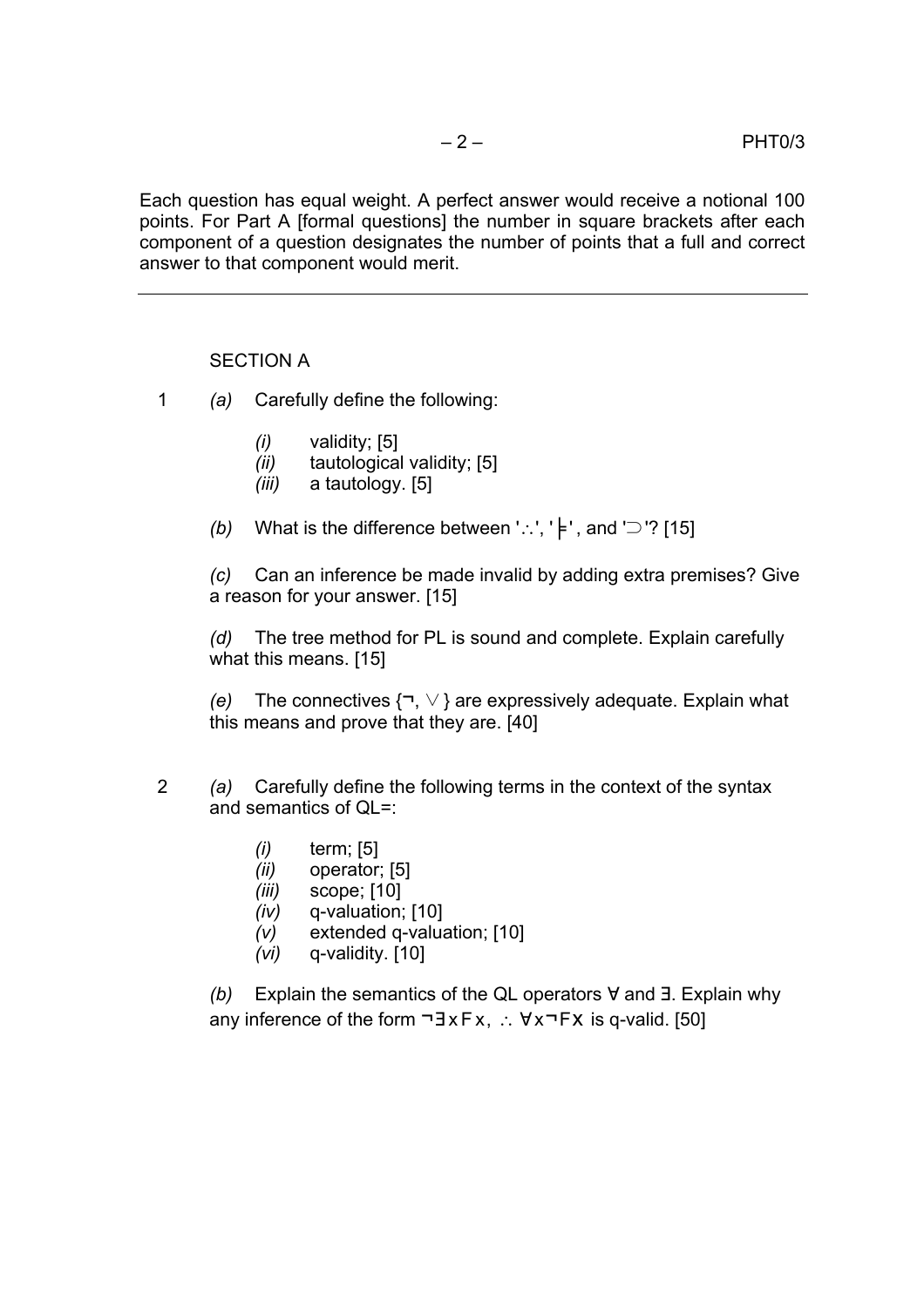Each question has equal weight. A perfect answer would receive a notional 100 points. For Part A [formal questions] the number in square brackets after each component of a question designates the number of points that a full and correct answer to that component would merit.

---

## SECTION A

1 *(a)* Carefully define the following:

- *(i)* validity; [5]
- *(ii)* tautological validity; [5]
- *(iii)* a tautology. [5]

*(b)* What is the difference between '$\therefore$', '$\models$', and '$\supset$'? [15]

*(c)* Can an inference be made invalid by adding extra premises? Give a reason for your answer. [15]

*(d)* The tree method for PL is sound and complete. Explain carefully what this means. [15]

*(e)* The connectives $\{\neg, \vee\}$ are expressively adequate. Explain what this means and prove that they are. [40]

2 *(a)* Carefully define the following terms in the context of the syntax and semantics of QL=:

- *(i)* term; [5]
- *(ii)* operator; [5]
- *(iii)* scope; [10]
- *(iv)* q-valuation; [10]
- *(v)* extended q-valuation; [10]
- *(vi)* q-validity. [10]

*(b)* Explain the semantics of the QL operators $\forall$ and $\exists$. Explain why any inference of the form $\neg\exists x Fx$, $\therefore$ $\forall x \neg Fx$ is q-valid. [50]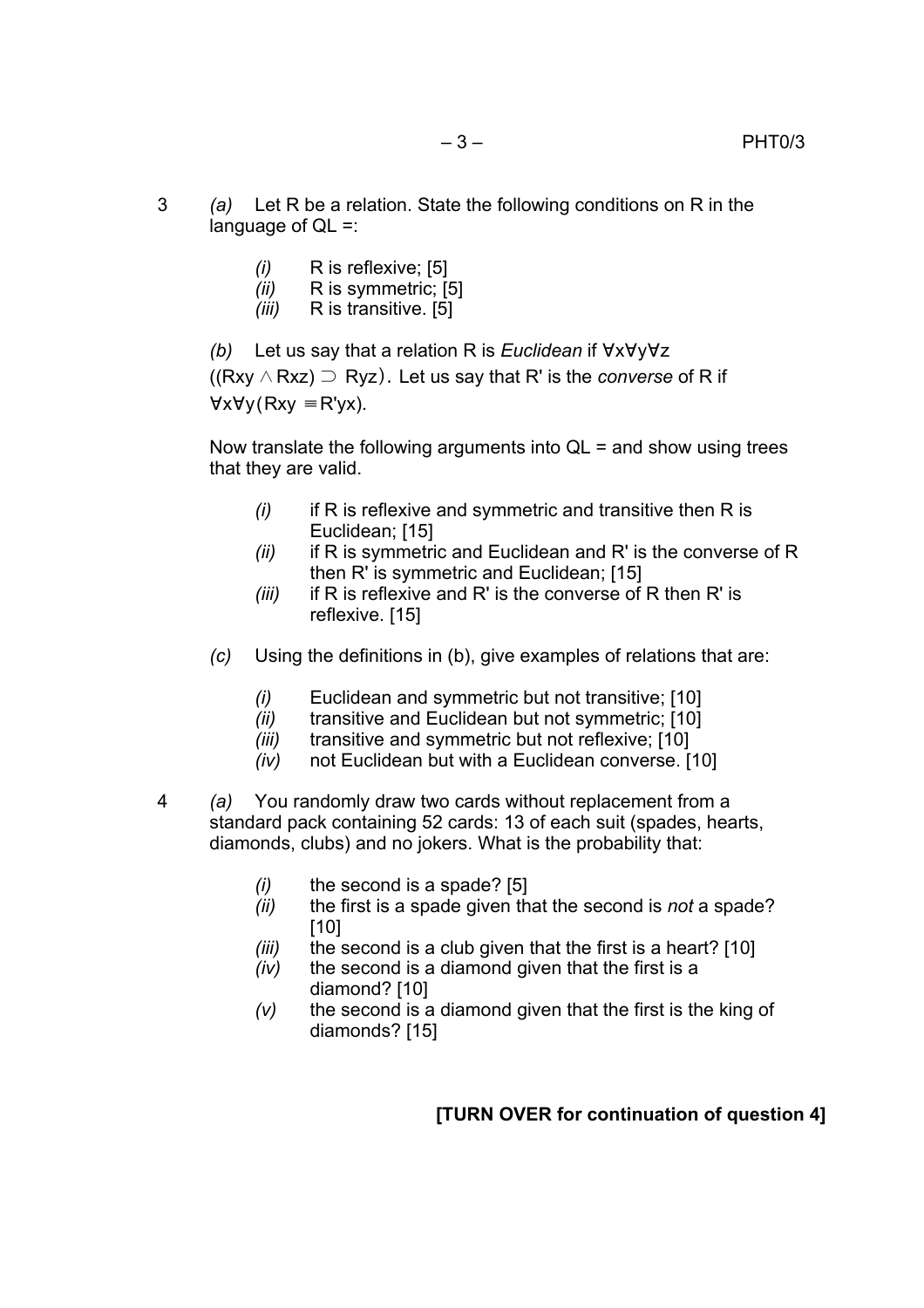3 *(a)* Let R be a relation. State the following conditions on R in the language of QL =:

- *(i)* R is reflexive; [5]
- *(ii)* R is symmetric; [5]
- *(iii)* R is transitive. [5]

*(b)* Let us say that a relation R is *Euclidean* if $\forall x \forall y \forall z ((Rxy \wedge Rxz) \supset Ryz)$. Let us say that R' is the *converse* of R if $\forall x \forall y (Rxy \equiv R'yx)$.

Now translate the following arguments into QL = and show using trees that they are valid.

- *(i)* if R is reflexive and symmetric and transitive then R is Euclidean; [15]
- *(ii)* if R is symmetric and Euclidean and R' is the converse of R then R' is symmetric and Euclidean; [15]
- *(iii)* if R is reflexive and R' is the converse of R then R' is reflexive. [15]

*(c)* Using the definitions in (b), give examples of relations that are:

- *(i)* Euclidean and symmetric but not transitive; [10]
- *(ii)* transitive and Euclidean but not symmetric; [10]
- *(iii)* transitive and symmetric but not reflexive; [10]
- *(iv)* not Euclidean but with a Euclidean converse. [10]

4 *(a)* You randomly draw two cards without replacement from a standard pack containing 52 cards: 13 of each suit (spades, hearts, diamonds, clubs) and no jokers. What is the probability that:

- *(i)* the second is a spade? [5]
- *(ii)* the first is a spade given that the second is *not* a spade? [10]
- *(iii)* the second is a club given that the first is a heart? [10]
- *(iv)* the second is a diamond given that the first is a diamond? [10]
- *(v)* the second is a diamond given that the first is the king of diamonds? [15]

**[TURN OVER for continuation of question 4]**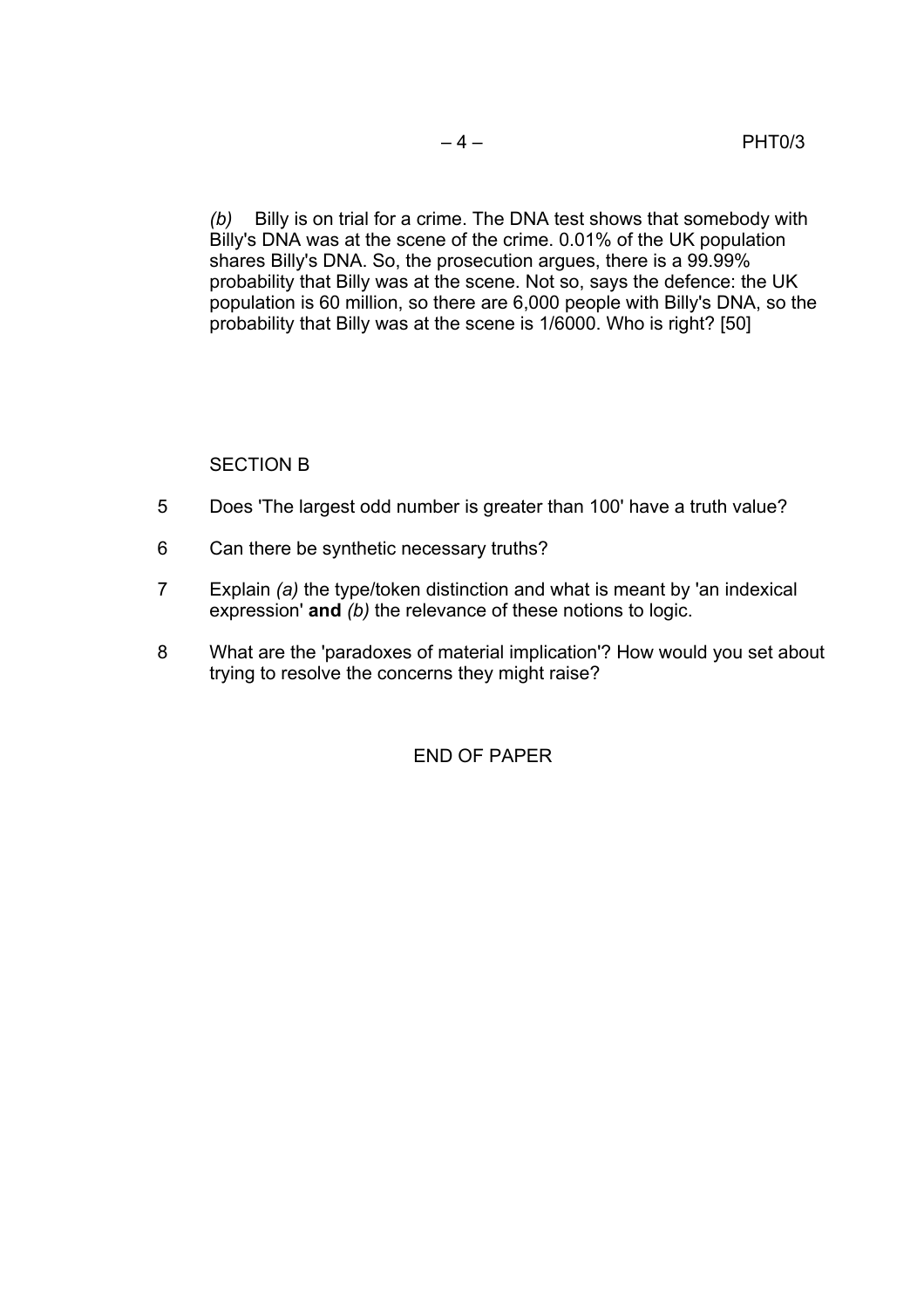*(b)* Billy is on trial for a crime. The DNA test shows that somebody with Billy's DNA was at the scene of the crime. 0.01% of the UK population shares Billy's DNA. So, the prosecution argues, there is a 99.99% probability that Billy was at the scene. Not so, says the defence: the UK population is 60 million, so there are 6,000 people with Billy's DNA, so the probability that Billy was at the scene is 1/6000. Who is right? [50]

## SECTION B

5 Does 'The largest odd number is greater than 100' have a truth value?

6 Can there be synthetic necessary truths?

7 Explain *(a)* the type/token distinction and what is meant by 'an indexical expression' **and** *(b)* the relevance of these notions to logic.

8 What are the 'paradoxes of material implication'? How would you set about trying to resolve the concerns they might raise?

END OF PAPER